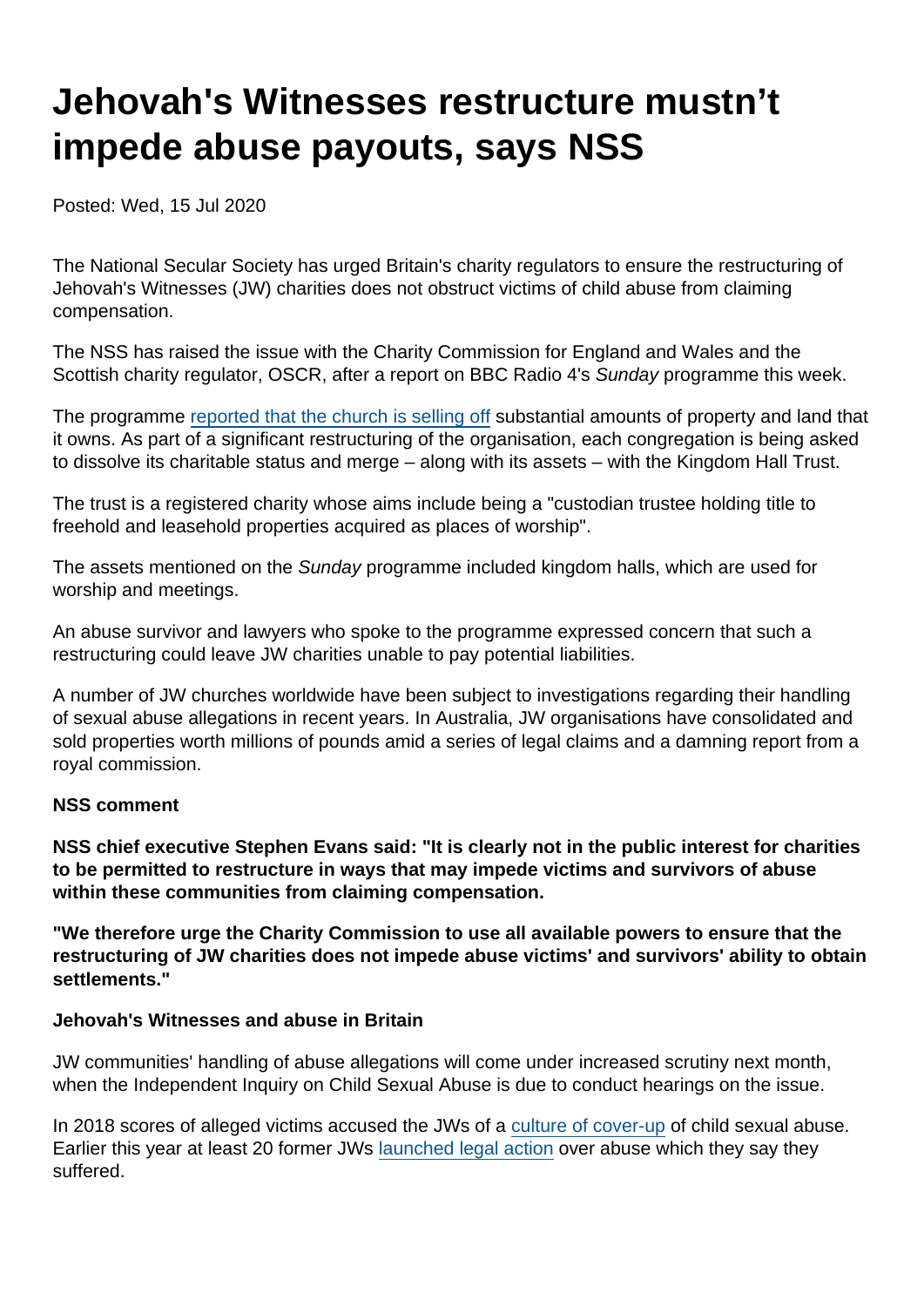# Jehovah's Witnesses restructure mustn't impede abuse payouts, says NSS

Posted: Wed, 15 Jul 2020

The National Secular Society has urged Britain's charity regulators to ensure the restructuring of Jehovah's Witnesses (JW) charities does not obstruct victims of child abuse from claiming compensation.

The NSS has raised the issue with the Charity Commission for England and Wales and the Scottish charity regulator, OSCR, after a report on BBC Radio 4's *Sunday* programme this week.

The programme reported that the church is selling off substantial amounts of property and land that it owns. As part of a significant restructuring of the organisation, each congregation is being asked to dissolve its charitable status and merge – along with its assets – with the Kingdom Hall Trust.

The trust is a registered charity whose aims include being a "custodian trustee holding title to freehold and leasehold properties acquired as places of worship".

The assets mentioned on the *Sunday* programme included kingdom halls, which are used for worship and meetings.

An abuse survivor and lawyers who spoke to the programme expressed concern that such a restructuring could leave JW charities unable to pay potential liabilities.

A number of JW churches worldwide have been subject to investigations regarding their handling of sexual abuse allegations in recent years. In Australia, JW organisations have consolidated and sold properties worth millions of pounds amid a series of legal claims and a damning report from a royal commission.

**NSS comment**

**NSS chief executive Stephen Evans said: "It is clearly not in the public interest for charities to be permitted to restructure in ways that may impede victims and survivors of abuse within these communities from claiming compensation.**

**"We therefore urge the Charity Commission to use all available powers to ensure that the restructuring of JW charities does not impede abuse victims' and survivors' ability to obtain settlements."**

**Jehovah's Witnesses and abuse in Britain**

JW communities' handling of abuse allegations will come under increased scrutiny next month, when the Independent Inquiry on Child Sexual Abuse is due to conduct hearings on the issue.

In 2018 scores of alleged victims accused the JWs of a culture of cover-up of child sexual abuse. Earlier this year at least 20 former JWs launched legal action over abuse which they say they suffered.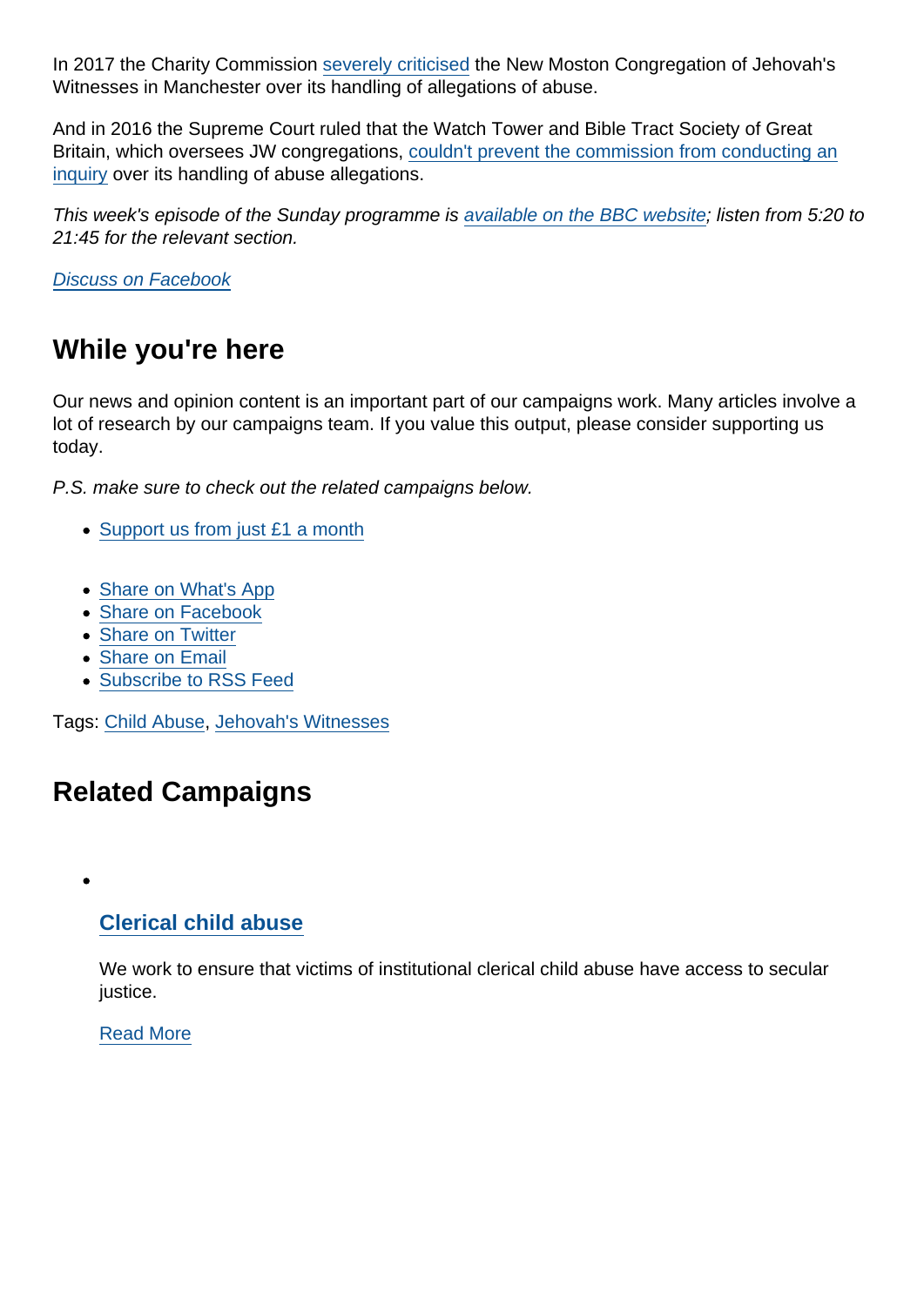In 2017 the Charity Commission severely criticised the New Moston Congregation of Jehovah's Witnesses in Manchester over its handling of allegations of abuse.

And in 2016 the Supreme Court ruled that the Watch Tower and Bible Tract Society of Great Britain, which oversees JW congregations, couldn't prevent the commission from conducting an inquiry over its handling of abuse allegations.

*This week's episode of the Sunday programme is available on the BBC website; listen from 5:20 to 21:45 for the relevant section.*

*Discuss on Facebook*

## While you're here

Our news and opinion content is an important part of our campaigns work. Many articles involve a lot of research by our campaigns team. If you value this output, please consider supporting us today.

*P.S. make sure to check out the related campaigns below.*

- Support us from just £1 a month

- Share on What's App
- Share on Facebook
- Share on Twitter
- Share on Email
- Subscribe to RSS Feed

Tags: Child Abuse, Jehovah's Witnesses

## Related Campaigns

- ### Clerical child abuse

  We work to ensure that victims of institutional clerical child abuse have access to secular justice.

  Read More